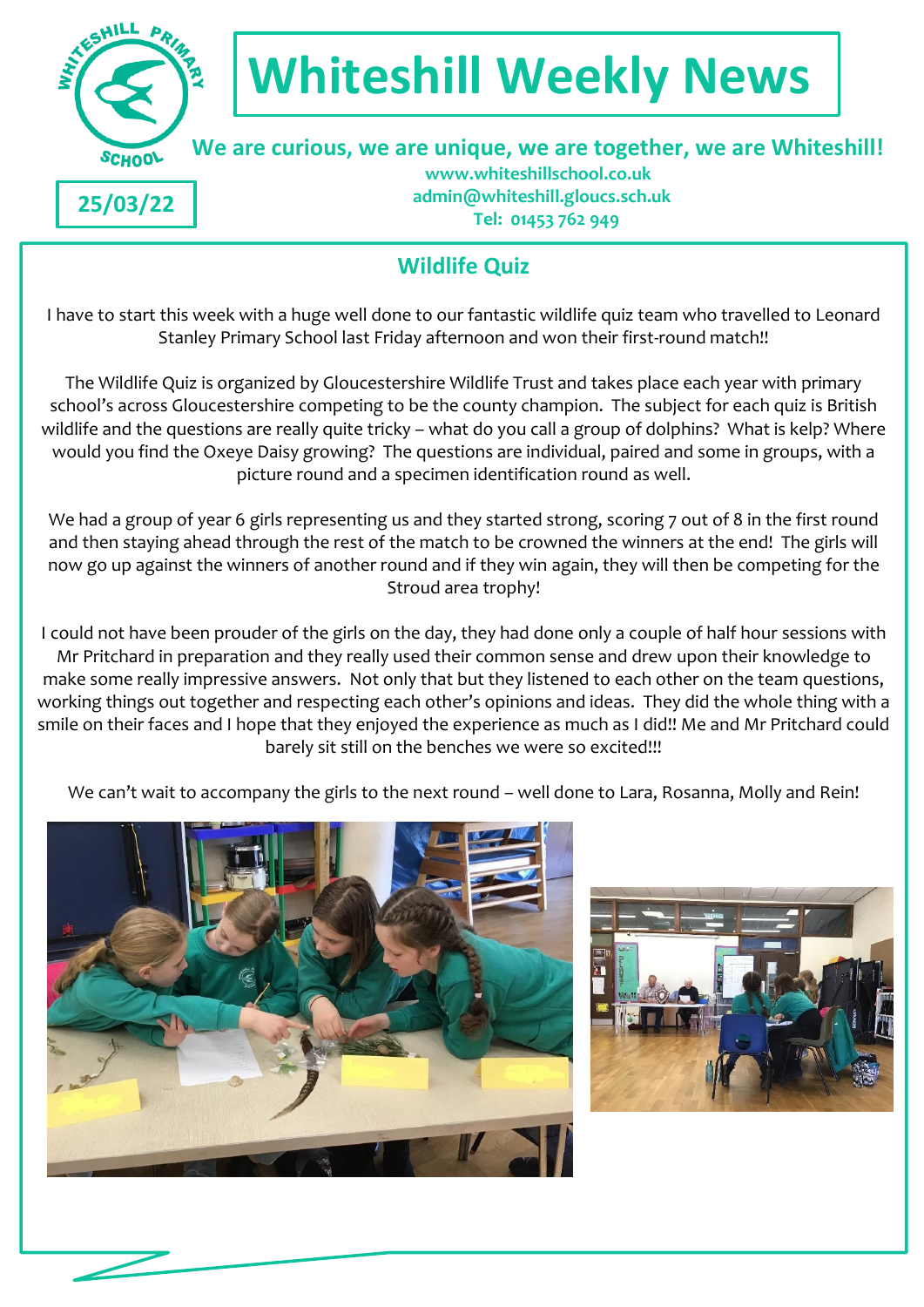# Whiteshill Weekly News

**We are curious, we are unique, we are together, we are Whiteshill!**

**www.whiteshillschool.co.uk**
**admin@whiteshill.gloucs.sch.uk**
**Tel: 01453 762 949**

**25/03/22**

## Wildlife Quiz

I have to start this week with a huge well done to our fantastic wildlife quiz team who travelled to Leonard Stanley Primary School last Friday afternoon and won their first-round match!!

The Wildlife Quiz is organized by Gloucestershire Wildlife Trust and takes place each year with primary school's across Gloucestershire competing to be the county champion. The subject for each quiz is British wildlife and the questions are really quite tricky – what do you call a group of dolphins? What is kelp? Where would you find the Oxeye Daisy growing? The questions are individual, paired and some in groups, with a picture round and a specimen identification round as well.

We had a group of year 6 girls representing us and they started strong, scoring 7 out of 8 in the first round and then staying ahead through the rest of the match to be crowned the winners at the end! The girls will now go up against the winners of another round and if they win again, they will then be competing for the Stroud area trophy!

I could not have been prouder of the girls on the day, they had done only a couple of half hour sessions with Mr Pritchard in preparation and they really used their common sense and drew upon their knowledge to make some really impressive answers. Not only that but they listened to each other on the team questions, working things out together and respecting each other's opinions and ideas. They did the whole thing with a smile on their faces and I hope that they enjoyed the experience as much as I did!! Me and Mr Pritchard could barely sit still on the benches we were so excited!!!

We can't wait to accompany the girls to the next round – well done to Lara, Rosanna, Molly and Rein!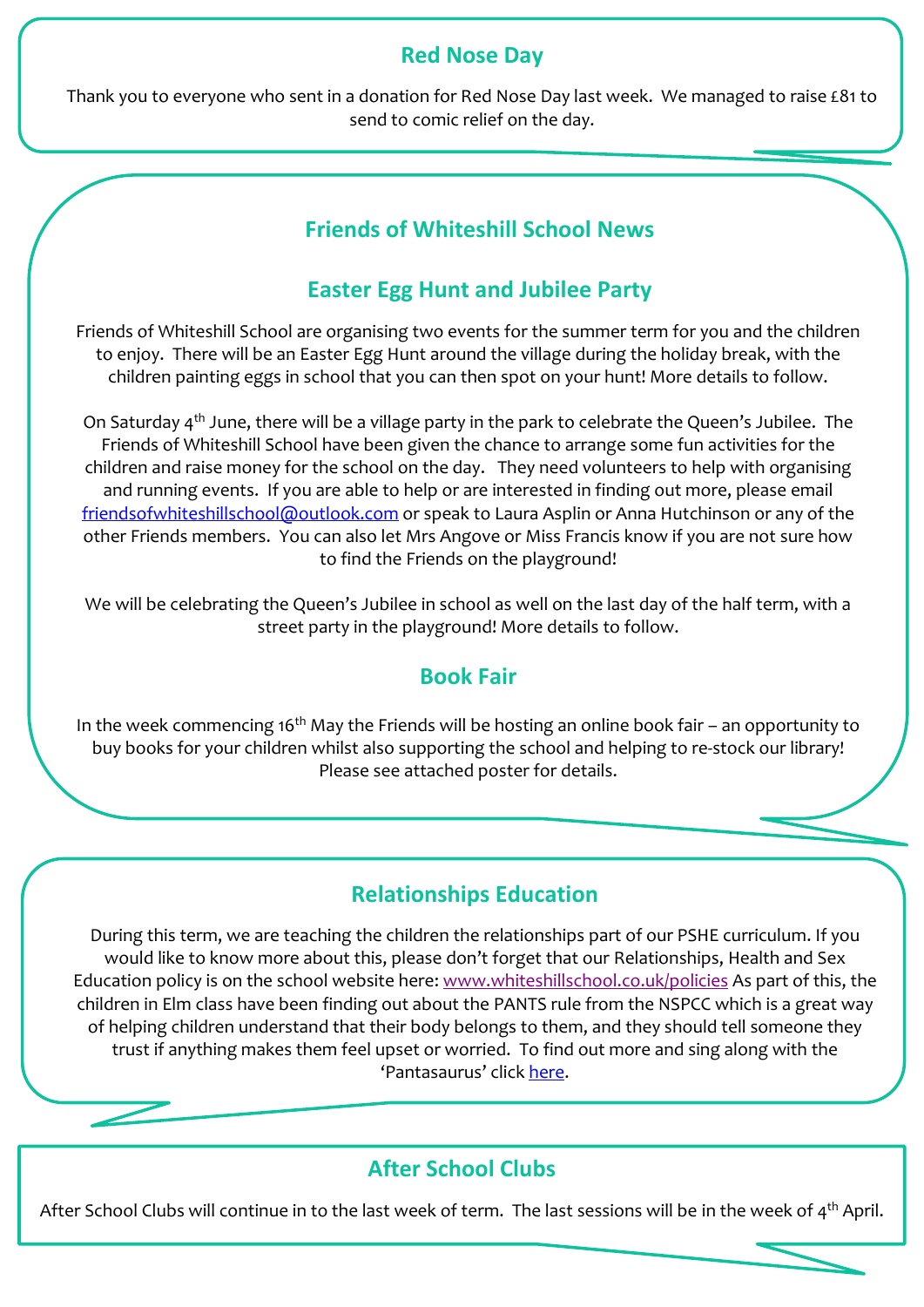## Red Nose Day

Thank you to everyone who sent in a donation for Red Nose Day last week. We managed to raise £81 to send to comic relief on the day.

## Friends of Whiteshill School News

### Easter Egg Hunt and Jubilee Party

Friends of Whiteshill School are organising two events for the summer term for you and the children to enjoy. There will be an Easter Egg Hunt around the village during the holiday break, with the children painting eggs in school that you can then spot on your hunt! More details to follow.

On Saturday 4th June, there will be a village party in the park to celebrate the Queen's Jubilee. The Friends of Whiteshill School have been given the chance to arrange some fun activities for the children and raise money for the school on the day. They need volunteers to help with organising and running events. If you are able to help or are interested in finding out more, please email friendsofwhiteshillschool@outlook.com or speak to Laura Asplin or Anna Hutchinson or any of the other Friends members. You can also let Mrs Angove or Miss Francis know if you are not sure how to find the Friends on the playground!

We will be celebrating the Queen's Jubilee in school as well on the last day of the half term, with a street party in the playground! More details to follow.

### Book Fair

In the week commencing 16th May the Friends will be hosting an online book fair – an opportunity to buy books for your children whilst also supporting the school and helping to re-stock our library! Please see attached poster for details.

## Relationships Education

During this term, we are teaching the children the relationships part of our PSHE curriculum. If you would like to know more about this, please don't forget that our Relationships, Health and Sex Education policy is on the school website here: www.whiteshillschool.co.uk/policies As part of this, the children in Elm class have been finding out about the PANTS rule from the NSPCC which is a great way of helping children understand that their body belongs to them, and they should tell someone they trust if anything makes them feel upset or worried. To find out more and sing along with the 'Pantasaurus' click here.

## After School Clubs

After School Clubs will continue in to the last week of term. The last sessions will be in the week of 4th April.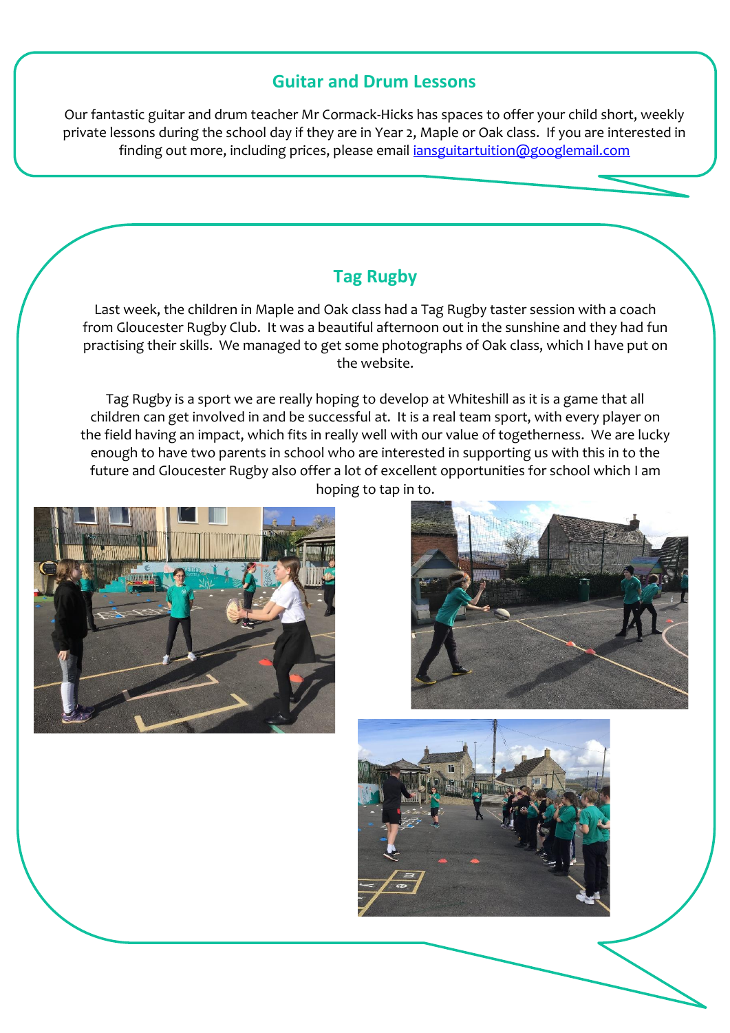## Guitar and Drum Lessons

Our fantastic guitar and drum teacher Mr Cormack-Hicks has spaces to offer your child short, weekly private lessons during the school day if they are in Year 2, Maple or Oak class. If you are interested in finding out more, including prices, please email iansguitartuition@googlemail.com

## Tag Rugby

Last week, the children in Maple and Oak class had a Tag Rugby taster session with a coach from Gloucester Rugby Club. It was a beautiful afternoon out in the sunshine and they had fun practising their skills. We managed to get some photographs of Oak class, which I have put on the website.

Tag Rugby is a sport we are really hoping to develop at Whiteshill as it is a game that all children can get involved in and be successful at. It is a real team sport, with every player on the field having an impact, which fits in really well with our value of togetherness. We are lucky enough to have two parents in school who are interested in supporting us with this in to the future and Gloucester Rugby also offer a lot of excellent opportunities for school which I am hoping to tap in to.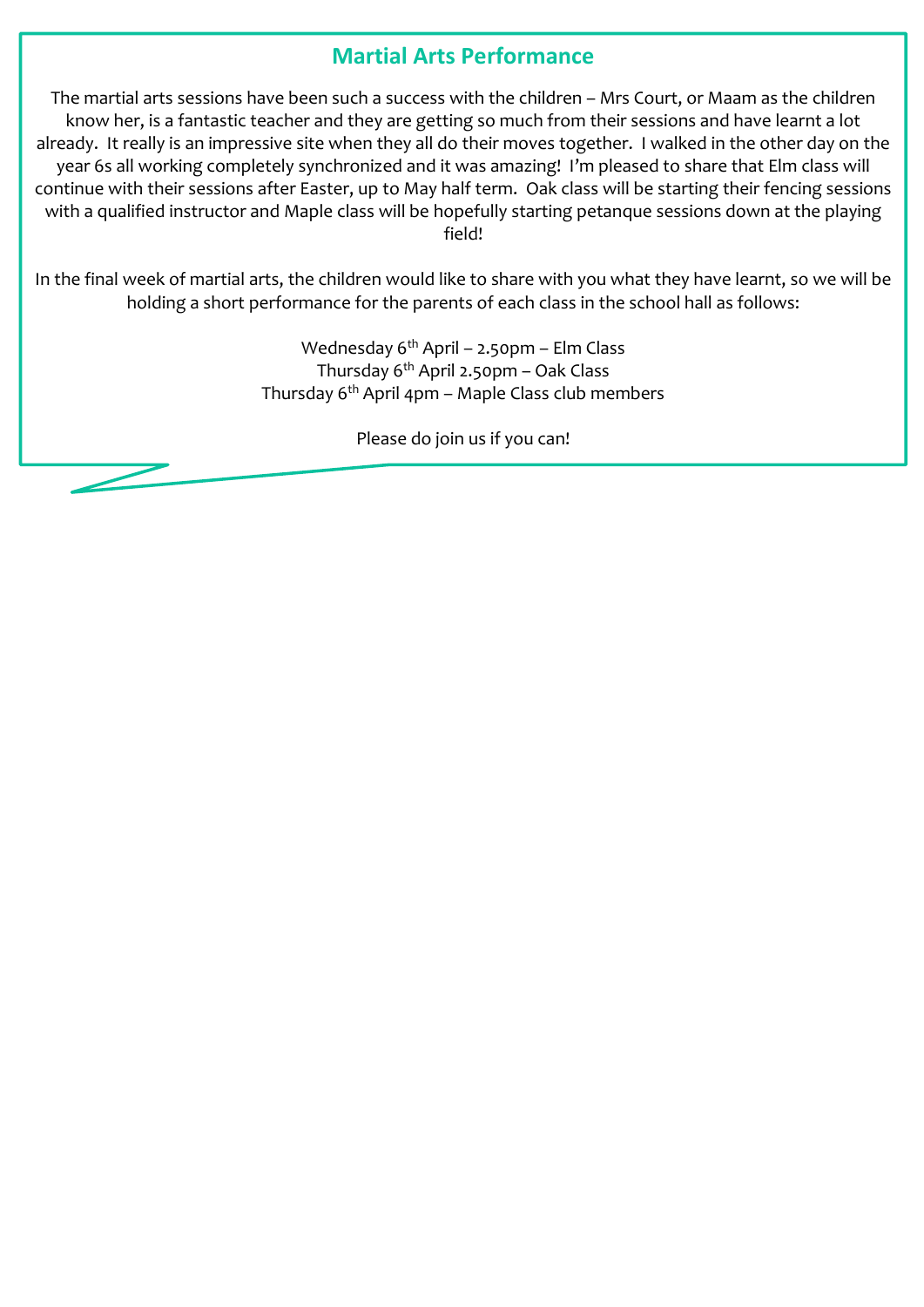## Martial Arts Performance

The martial arts sessions have been such a success with the children – Mrs Court, or Maam as the children know her, is a fantastic teacher and they are getting so much from their sessions and have learnt a lot already. It really is an impressive site when they all do their moves together. I walked in the other day on the year 6s all working completely synchronized and it was amazing! I'm pleased to share that Elm class will continue with their sessions after Easter, up to May half term. Oak class will be starting their fencing sessions with a qualified instructor and Maple class will be hopefully starting petanque sessions down at the playing field!

In the final week of martial arts, the children would like to share with you what they have learnt, so we will be holding a short performance for the parents of each class in the school hall as follows:

Wednesday 6th April – 2.50pm – Elm Class
Thursday 6th April 2.50pm – Oak Class
Thursday 6th April 4pm – Maple Class club members

Please do join us if you can!